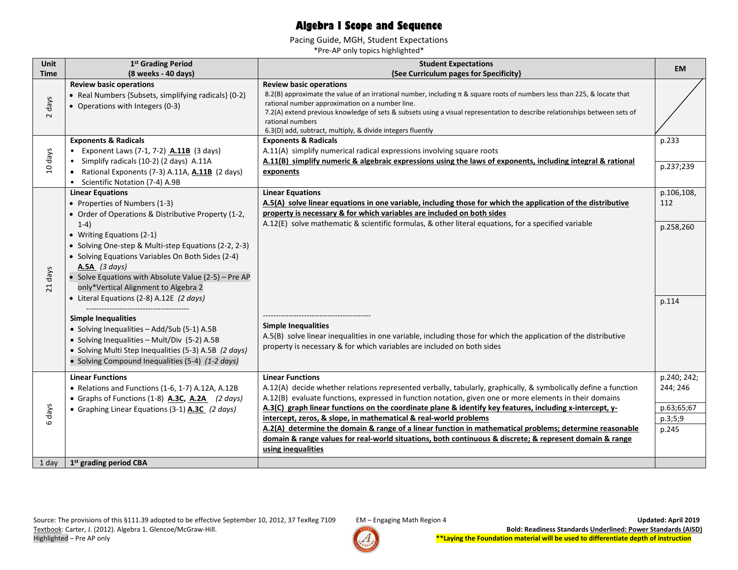# Algebra I Scope and Sequence

Pacing Guide, MGH, Student Expectations

*Pre-AP only topics highlighted*

| Unit Time | 1st Grading Period (8 weeks - 40 days) | Student Expectations {See Curriculum pages for Specificity} | EM |
|---|---|---|---|
| 2 days | **Review basic operations**<br>• Real Numbers {Subsets, simplifying radicals} (0-2)<br>• Operations with Integers (0-3) | **Review basic operations**<br>8.2(B) approximate the value of an irrational number, including π & square roots of numbers less than 225, & locate that rational number approximation on a number line.<br>7.2(A) extend previous knowledge of sets & subsets using a visual representation to describe relationships between sets of rational numbers<br>6.3(D) add, subtract, multiply, & divide integers fluently | |
| 10 days | **Exponents & Radicals**<br>• Exponent Laws (7-1, 7-2) **A.11B** (3 days)<br>• Simplify radicals (10-2) (2 days) A.11A<br>• Rational Exponents (7-3) A.11A, **A.11B** (2 days)<br>• Scientific Notation (7-4) A.9B | **Exponents & Radicals**<br>A.11(A) simplify numerical radical expressions involving square roots<br>**A.11(B) simplify numeric & algebraic expressions using the laws of exponents, including integral & rational exponents** | p.233<br>p.237;239 |
| 21 days | **Linear Equations**<br>• Properties of Numbers (1-3)<br>• Order of Operations & Distributive Property (1-2, 1-4)<br>• Writing Equations (2-1)<br>• Solving One-step & Multi-step Equations (2-2, 2-3)<br>• Solving Equations Variables On Both Sides (2-4) **A.5A** *(3 days)*<br>• Solve Equations with Absolute Value (2-5) – Pre AP only*Vertical Alignment to Algebra 2<br>• Literal Equations (2-8) A.12E *(2 days)*<br>----------------------------------------<br>**Simple Inequalities**<br>• Solving Inequalities – Add/Sub (5-1) A.5B<br>• Solving Inequalities – Mult/Div (5-2) A.5B<br>• Solving Multi Step Inequalities (5-3) A.5B *(2 days)*<br>• Solving Compound Inequalities (5-4) *(1-2 days)* | **Linear Equations**<br>**A.5(A) solve linear equations in one variable, including those for which the application of the distributive property is necessary & for which variables are included on both sides**<br>A.12(E) solve mathematic & scientific formulas, & other literal equations, for a specified variable<br>------------------------------------------<br>**Simple Inequalities**<br>A.5(B) solve linear inequalities in one variable, including those for which the application of the distributive property is necessary & for which variables are included on both sides | p.106,108, 112<br>p.258,260<br>p.114 |
| 6 days | **Linear Functions**<br>• Relations and Functions (1-6, 1-7) A.12A, A.12B<br>• Graphs of Functions (1-8) **A.3C, A.2A** *(2 days)*<br>• Graphing Linear Equations (3-1) **A.3C** *(2 days)* | **Linear Functions**<br>A.12(A) decide whether relations represented verbally, tabularly, graphically, & symbolically define a function<br>A.12(B) evaluate functions, expressed in function notation, given one or more elements in their domains<br>**A.3(C) graph linear functions on the coordinate plane & identify key features, including x-intercept, y-intercept, zeros, & slope, in mathematical & real-world problems**<br>**A.2(A) determine the domain & range of a linear function in mathematical problems; determine reasonable domain & range values for real-world situations, both continuous & discrete; & represent domain & range using inequalities** | p.240; 242; 244; 246<br>p.63;65;67<br>p.3;5;9<br>p.245 |
| 1 day | **1st grading period CBA** | | |

Source: The provisions of this §111.39 adopted to be effective September 10, 2012, 37 TexReg 7109
Textbook: Carter, J. (2012). Algebra 1. Glencoe/McGraw-Hill.
Highlighted – Pre AP only

EM – Engaging Math Region 4

**Updated: April 2019**
**Bold: Readiness Standards** Underlined: Power Standards (AISD)
****Laying the Foundation material will be used to differentiate depth of instruction**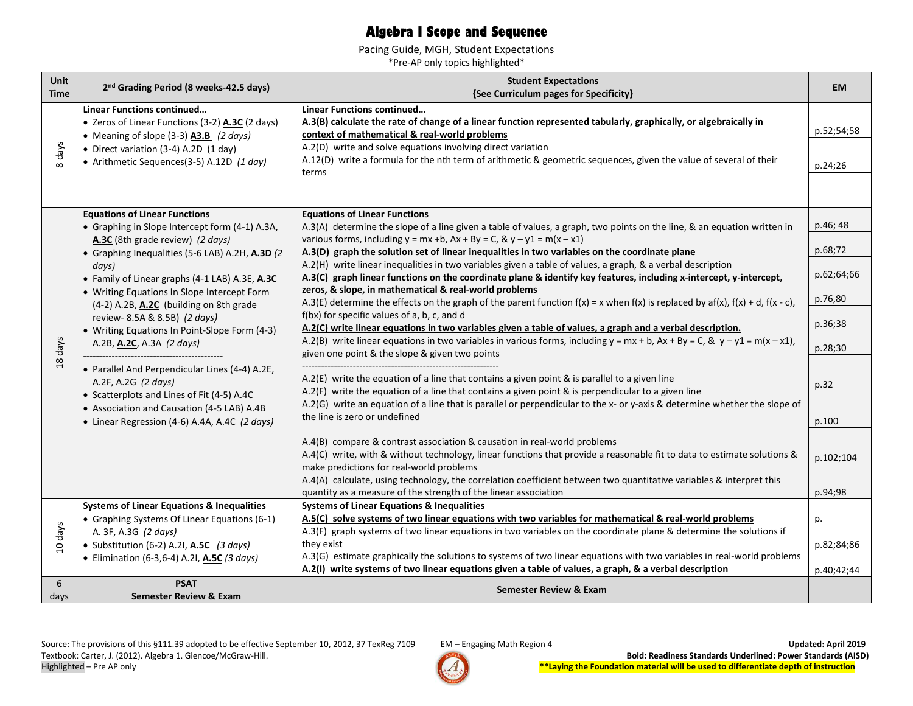# Algebra I Scope and Sequence

Pacing Guide, MGH, Student Expectations

*Pre-AP only topics highlighted*

| Unit Time | 2nd Grading Period (8 weeks-42.5 days) | Student Expectations {See Curriculum pages for Specificity} | EM |
|---|---|---|---|
| 8 days | **Linear Functions continued…**<br>• Zeros of Linear Functions (3-2) **A.3C** (2 days)<br>• Meaning of slope (3-3) **A3.B** *(2 days)*<br>• Direct variation (3-4) A.2D (1 day)<br>• Arithmetic Sequences(3-5) A.12D *(1 day)* | **Linear Functions continued…**<br>**A.3(B) calculate the rate of change of a linear function represented tabularly, graphically, or algebraically in context of mathematical & real-world problems**<br>A.2(D) write and solve equations involving direct variation<br>A.12(D) write a formula for the nth term of arithmetic & geometric sequences, given the value of several of their terms | p.52;54;58<br>p.24;26 |
| 18 days | **Equations of Linear Functions**<br>• Graphing in Slope Intercept form (4-1) A.3A, **A.3C** (8th grade review) *(2 days)*<br>• Graphing Inequalities (5-6 LAB) A.2H, **A.3D** *(2 days)*<br>• Family of Linear graphs (4-1 LAB) A.3E, **A.3C**<br>• Writing Equations In Slope Intercept Form (4-2) A.2B, **A.2C** (building on 8th grade review- 8.5A & 8.5B) *(2 days)*<br>• Writing Equations In Point-Slope Form (4-3) A.2B, **A.2C**, A.3A *(2 days)*<br>--------------------------------------------<br>• Parallel And Perpendicular Lines (4-4) A.2E, A.2F, A.2G *(2 days)*<br>• Scatterplots and Lines of Fit (4-5) A.4C<br>• Association and Causation (4-5 LAB) A.4B<br>• Linear Regression (4-6) A.4A, A.4C *(2 days)* | **Equations of Linear Functions**<br>A.3(A) determine the slope of a line given a table of values, a graph, two points on the line, & an equation written in various forms, including $y = mx + b$, $Ax + By = C$, & $y - y1 = m(x - x1)$<br>**A.3(D) graph the solution set of linear inequalities in two variables on the coordinate plane**<br>A.2(H) write linear inequalities in two variables given a table of values, a graph, & a verbal description<br>**A.3(C) graph linear functions on the coordinate plane & identify key features, including x-intercept, y-intercept, zeros, & slope, in mathematical & real-world problems**<br>A.3(E) determine the effects on the graph of the parent function $f(x) = x$ when $f(x)$ is replaced by $af(x)$, $f(x) + d$, $f(x - c)$, $f(bx)$ for specific values of a, b, c, and d<br>**A.2(C) write linear equations in two variables given a table of values, a graph and a verbal description.**<br>A.2(B) write linear equations in two variables in various forms, including $y = mx + b$, $Ax + By = C$, & $y - y1 = m(x - x1)$, given one point & the slope & given two points<br>---------------------------------------------------------------<br>A.2(E) write the equation of a line that contains a given point & is parallel to a given line<br>A.2(F) write the equation of a line that contains a given point & is perpendicular to a given line<br>A.2(G) write an equation of a line that is parallel or perpendicular to the x- or y-axis & determine whether the slope of the line is zero or undefined<br>A.4(B) compare & contrast association & causation in real-world problems<br>A.4(C) write, with & without technology, linear functions that provide a reasonable fit to data to estimate solutions & make predictions for real-world problems<br>A.4(A) calculate, using technology, the correlation coefficient between two quantitative variables & interpret this quantity as a measure of the strength of the linear association | p.46; 48<br>p.68;72<br>p.62;64;66<br>p.76,80<br>p.36;38<br>p.28;30<br>p.32<br>p.100<br>p.102;104<br>p.94;98 |
| 10 days | **Systems of Linear Equations & Inequalities**<br>• Graphing Systems Of Linear Equations (6-1) A. 3F, A.3G *(2 days)*<br>• Substitution (6-2) A.2I, **A.5C** *(3 days)*<br>• Elimination (6-3,6-4) A.2I, **A.5C** *(3 days)* | **Systems of Linear Equations & Inequalities**<br>**A.5(C) solve systems of two linear equations with two variables for mathematical & real-world problems**<br>A.3(F) graph systems of two linear equations in two variables on the coordinate plane & determine the solutions if they exist<br>A.3(G) estimate graphically the solutions to systems of two linear equations with two variables in real-world problems<br>**A.2(I) write systems of two linear equations given a table of values, a graph, & a verbal description** | p.<br>p.82;84;86<br>p.40;42;44 |
| 6 days | **PSAT**<br>**Semester Review & Exam** | **Semester Review & Exam** | |

Source: The provisions of this §111.39 adopted to be effective September 10, 2012, 37 TexReg 7109
Textbook: Carter, J. (2012). Algebra 1. Glencoe/McGraw-Hill.
Highlighted – Pre AP only

EM – Engaging Math Region 4

**Updated: April 2019**
**Bold: Readiness Standards** Underlined: Power Standards (AISD)
****Laying the Foundation material will be used to differentiate depth of instruction**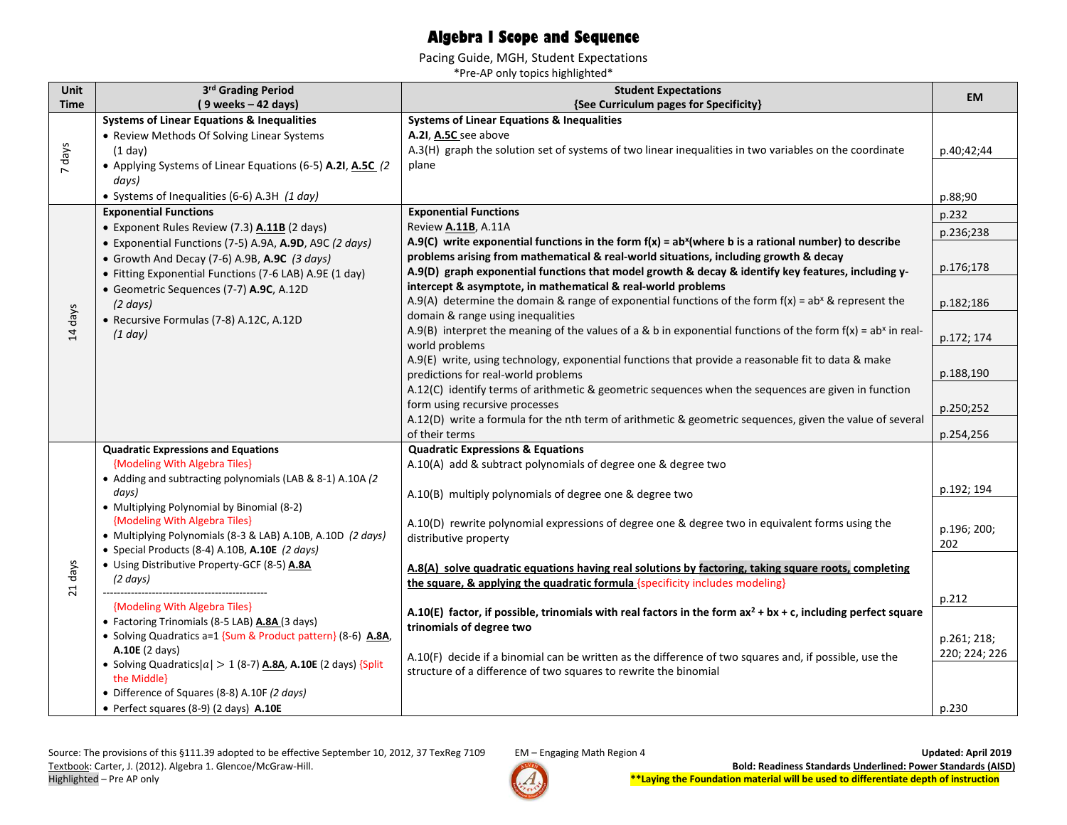# Algebra I Scope and Sequence

Pacing Guide, MGH, Student Expectations

*Pre-AP only topics highlighted*

| Unit Time | 3rd Grading Period ( 9 weeks – 42 days) | Student Expectations {See Curriculum pages for Specificity} | EM |
|---|---|---|---|
| 7 days | **Systems of Linear Equations & Inequalities**<br>• Review Methods Of Solving Linear Systems (1 day)<br>• Applying Systems of Linear Equations (6-5) **A.2I**, **A.5C** *(2 days)*<br>• Systems of Inequalities (6-6) A.3H *(1 day)* | **Systems of Linear Equations & Inequalities**<br>**A.2I**, **A.5C** see above<br>A.3(H) graph the solution set of systems of two linear inequalities in two variables on the coordinate plane | p.40;42;44<br>p.88;90 |
| 14 days | **Exponential Functions**<br>• Exponent Rules Review (7.3) **A.11B** (2 days)<br>• Exponential Functions (7-5) A.9A, **A.9D**, A9C *(2 days)*<br>• Growth And Decay (7-6) A.9B, **A.9C** *(3 days)*<br>• Fitting Exponential Functions (7-6 LAB) A.9E (1 day)<br>• Geometric Sequences (7-7) **A.9C**, A.12D *(2 days)*<br>• Recursive Formulas (7-8) A.12C, A.12D *(1 day)* | **Exponential Functions**<br>Review **A.11B**, A.11A<br>**A.9(C) write exponential functions in the form f(x) = ab$^x$(where b is a rational number) to describe problems arising from mathematical & real-world situations, including growth & decay**<br>**A.9(D) graph exponential functions that model growth & decay & identify key features, including y-intercept & asymptote, in mathematical & real-world problems**<br>A.9(A) determine the domain & range of exponential functions of the form f(x) = ab$^x$ & represent the domain & range using inequalities<br>A.9(B) interpret the meaning of the values of a & b in exponential functions of the form f(x) = ab$^x$ in real-world problems<br>A.9(E) write, using technology, exponential functions that provide a reasonable fit to data & make predictions for real-world problems<br>A.12(C) identify terms of arithmetic & geometric sequences when the sequences are given in function form using recursive processes<br>A.12(D) write a formula for the nth term of arithmetic & geometric sequences, given the value of several of their terms | p.232<br>p.236;238<br>p.176;178<br>p.182;186<br>p.172; 174<br>p.188,190<br>p.250;252<br>p.254,256 |
| 21 days | **Quadratic Expressions and Equations**<br>{Modeling With Algebra Tiles}<br>• Adding and subtracting polynomials (LAB & 8-1) A.10A *(2 days)*<br>• Multiplying Polynomial by Binomial (8-2)<br>{Modeling With Algebra Tiles}<br>• Multiplying Polynomials (8-3 & LAB) A.10B, A.10D *(2 days)*<br>• Special Products (8-4) A.10B, **A.10E** *(2 days)*<br>• Using Distributive Property-GCF (8-5) **A.8A** *(2 days)*<br>----------------------------------------------<br>{Modeling With Algebra Tiles}<br>• Factoring Trinomials (8-5 LAB) **A.8A** (3 days)<br>• Solving Quadratics a=1 {Sum & Product pattern} (8-6) **A.8A**, **A.10E** (2 days)<br>• Solving Quadratics$\|a\| > 1$ (8-7) **A.8A**, **A.10E** (2 days) {Split the Middle}<br>• Difference of Squares (8-8) A.10F *(2 days)*<br>• Perfect squares (8-9) (2 days) **A.10E** | **Quadratic Expressions & Equations**<br>A.10(A) add & subtract polynomials of degree one & degree two<br>A.10(B) multiply polynomials of degree one & degree two<br>A.10(D) rewrite polynomial expressions of degree one & degree two in equivalent forms using the distributive property<br>**A.8(A) solve quadratic equations having real solutions by factoring, taking square roots, completing the square, & applying the quadratic formula** {specificity includes modeling}<br>**A.10(E) factor, if possible, trinomials with real factors in the form ax$^2$ + bx + c, including perfect square trinomials of degree two**<br>A.10(F) decide if a binomial can be written as the difference of two squares and, if possible, use the structure of a difference of two squares to rewrite the binomial | p.192; 194<br>p.196; 200; 202<br>p.212<br>p.261; 218; 220; 224; 226<br>p.230 |

Source: The provisions of this §111.39 adopted to be effective September 10, 2012, 37 TexReg 7109
Textbook: Carter, J. (2012). Algebra 1. Glencoe/McGraw-Hill.
Highlighted – Pre AP only

EM – Engaging Math Region 4

Updated: April 2019
Bold: Readiness Standards Underlined: Power Standards (AISD)
**Laying the Foundation material will be used to differentiate depth of instruction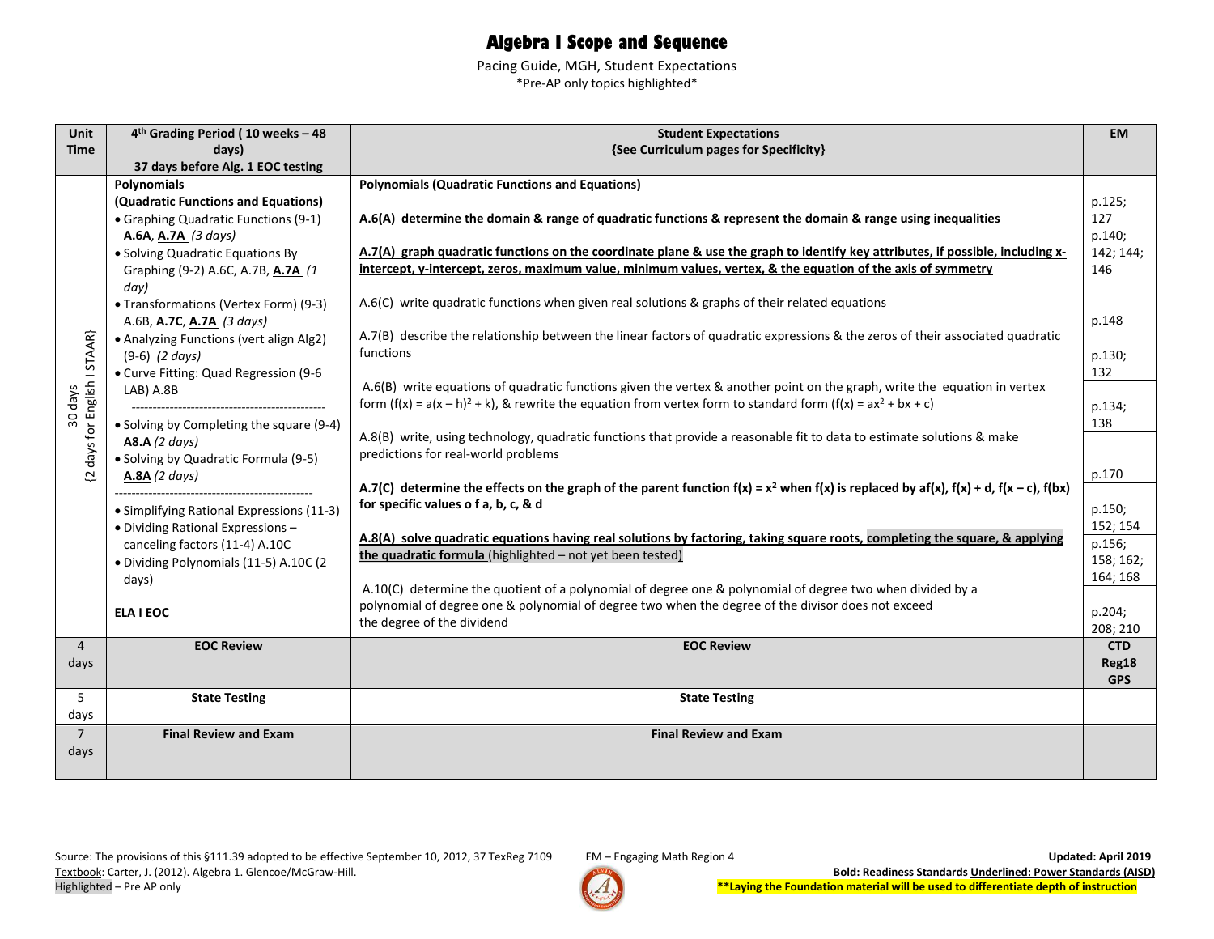# Algebra I Scope and Sequence

Pacing Guide, MGH, Student Expectations
*Pre-AP only topics highlighted*

| Unit Time | 4th Grading Period ( 10 weeks – 48 days) 37 days before Alg. 1 EOC testing | Student Expectations {See Curriculum pages for Specificity} | EM |
|---|---|---|---|
| 30 days {2 days for English I STAAR} | **Polynomials (Quadratic Functions and Equations)**<br>• Graphing Quadratic Functions (9-1) **A.6A**, **A.7A** *(3 days)*<br>• Solving Quadratic Equations By Graphing (9-2) A.6C, A.7B, **A.7A** *(1 day)*<br>• Transformations (Vertex Form) (9-3) A.6B, **A.7C**, **A.7A** *(3 days)*<br>• Analyzing Functions (vert align Alg2) (9-6) *(2 days)*<br>• Curve Fitting: Quad Regression (9-6 LAB) A.8B<br>----------------------------------------------<br>• Solving by Completing the square (9-4) **A8.A** *(2 days)*<br>• Solving by Quadratic Formula (9-5) **A.8A** *(2 days)*<br>----------------------------------------------<br>• Simplifying Rational Expressions (11-3)<br>• Dividing Rational Expressions – canceling factors (11-4) A.10C<br>• Dividing Polynomials (11-5) A.10C (2 days)<br><br>**ELA I EOC** | **Polynomials (Quadratic Functions and Equations)**<br>**A.6(A) determine the domain & range of quadratic functions & represent the domain & range using inequalities**<br>**A.7(A) graph quadratic functions on the coordinate plane & use the graph to identify key attributes, if possible, including x-intercept, y-intercept, zeros, maximum value, minimum values, vertex, & the equation of the axis of symmetry**<br>A.6(C) write quadratic functions when given real solutions & graphs of their related equations<br>A.7(B) describe the relationship between the linear factors of quadratic expressions & the zeros of their associated quadratic functions<br>A.6(B) write equations of quadratic functions given the vertex & another point on the graph, write the equation in vertex form ($f(x) = a(x – h)^2 + k$), & rewrite the equation from vertex form to standard form ($f(x) = ax^2 + bx + c$)<br>A.8(B) write, using technology, quadratic functions that provide a reasonable fit to data to estimate solutions & make predictions for real-world problems<br>**A.7(C) determine the effects on the graph of the parent function $f(x) = x^2$ when $f(x)$ is replaced by $af(x)$, $f(x) + d$, $f(x – c)$, $f(bx)$ for specific values o f a, b, c, & d**<br>**A.8(A) solve quadratic equations having real solutions by factoring, taking square roots, completing the square, & applying the quadratic formula** (highlighted – not yet been tested)<br>A.10(C) determine the quotient of a polynomial of degree one & polynomial of degree two when divided by a polynomial of degree one & polynomial of degree two when the degree of the divisor does not exceed the degree of the dividend | p.125; 127<br>p.140; 142; 144; 146<br>p.148<br>p.130; 132<br>p.134; 138<br>p.170<br>p.150; 152; 154<br>p.156; 158; 162; 164; 168<br>p.204; 208; 210 |
| 4 days | **EOC Review** | **EOC Review** | **CTD Reg18 GPS** |
| 5 days | **State Testing** | **State Testing** | |
| 7 days | **Final Review and Exam** | **Final Review and Exam** | |

Source: The provisions of this §111.39 adopted to be effective September 10, 2012, 37 TexReg 7109
Textbook: Carter, J. (2012). Algebra 1. Glencoe/McGraw-Hill.
Highlighted – Pre AP only

EM – Engaging Math Region 4

**Updated: April 2019**
**Bold: Readiness Standards Underlined: Power Standards (AISD)**
**\*\*Laying the Foundation material will be used to differentiate depth of instruction**